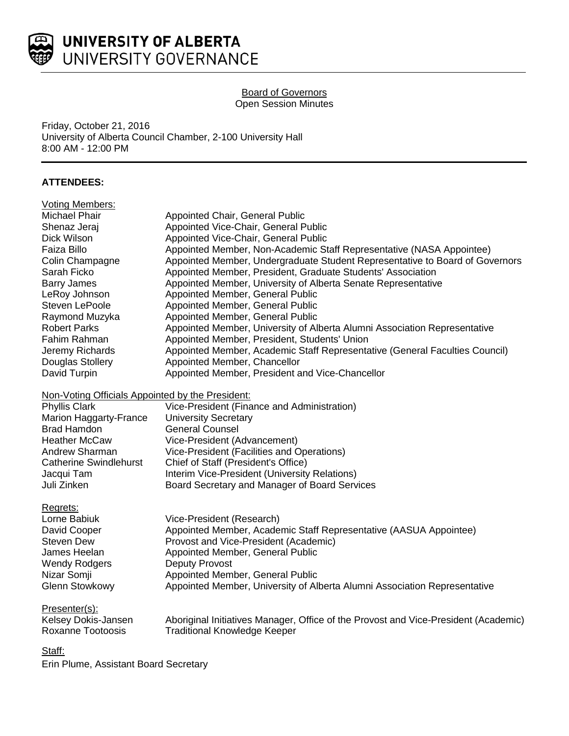# UNIVERSITY OF ALBERTA
## UNIVERSITY GOVERNANCE

**Board of Governors**
Open Session Minutes

Friday, October 21, 2016
University of Alberta Council Chamber, 2-100 University Hall
8:00 AM - 12:00 PM

**ATTENDEES:**

Voting Members:

| | |
|---|---|
| Michael Phair | Appointed Chair, General Public |
| Shenaz Jeraj | Appointed Vice-Chair, General Public |
| Dick Wilson | Appointed Vice-Chair, General Public |
| Faiza Billo | Appointed Member, Non-Academic Staff Representative (NASA Appointee) |
| Colin Champagne | Appointed Member, Undergraduate Student Representative to Board of Governors |
| Sarah Ficko | Appointed Member, President, Graduate Students' Association |
| Barry James | Appointed Member, University of Alberta Senate Representative |
| LeRoy Johnson | Appointed Member, General Public |
| Steven LePoole | Appointed Member, General Public |
| Raymond Muzyka | Appointed Member, General Public |
| Robert Parks | Appointed Member, University of Alberta Alumni Association Representative |
| Fahim Rahman | Appointed Member, President, Students' Union |
| Jeremy Richards | Appointed Member, Academic Staff Representative (General Faculties Council) |
| Douglas Stollery | Appointed Member, Chancellor |
| David Turpin | Appointed Member, President and Vice-Chancellor |

Non-Voting Officials Appointed by the President:

| | |
|---|---|
| Phyllis Clark | Vice-President (Finance and Administration) |
| Marion Haggarty-France | University Secretary |
| Brad Hamdon | General Counsel |
| Heather McCaw | Vice-President (Advancement) |
| Andrew Sharman | Vice-President (Facilities and Operations) |
| Catherine Swindlehurst | Chief of Staff (President's Office) |
| Jacqui Tam | Interim Vice-President (University Relations) |
| Juli Zinken | Board Secretary and Manager of Board Services |

Regrets:

| | |
|---|---|
| Lorne Babiuk | Vice-President (Research) |
| David Cooper | Appointed Member, Academic Staff Representative (AASUA Appointee) |
| Steven Dew | Provost and Vice-President (Academic) |
| James Heelan | Appointed Member, General Public |
| Wendy Rodgers | Deputy Provost |
| Nizar Somji | Appointed Member, General Public |
| Glenn Stowkowy | Appointed Member, University of Alberta Alumni Association Representative |

Presenter(s):

| | |
|---|---|
| Kelsey Dokis-Jansen | Aboriginal Initiatives Manager, Office of the Provost and Vice-President (Academic) |
| Roxanne Tootoosis | Traditional Knowledge Keeper |

Staff:

Erin Plume, Assistant Board Secretary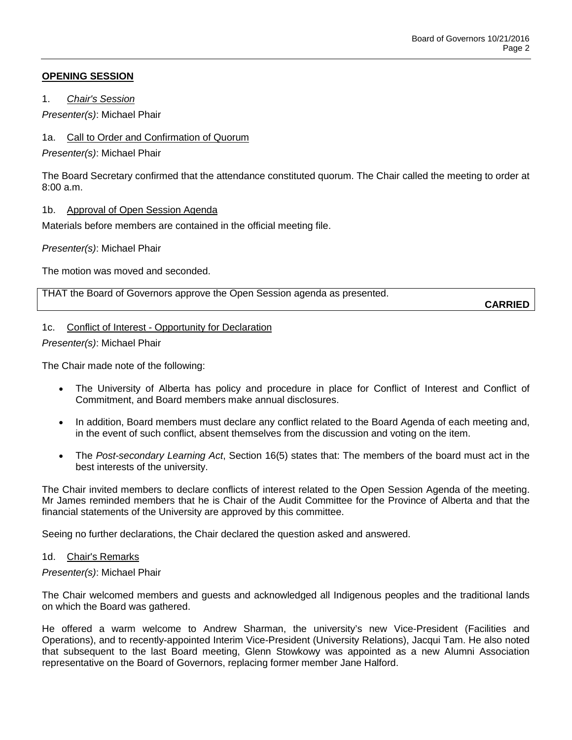## OPENING SESSION

1. *Chair's Session*

*Presenter(s)*: Michael Phair

1a. Call to Order and Confirmation of Quorum

*Presenter(s)*: Michael Phair

The Board Secretary confirmed that the attendance constituted quorum. The Chair called the meeting to order at 8:00 a.m.

1b. Approval of Open Session Agenda

Materials before members are contained in the official meeting file.

*Presenter(s)*: Michael Phair

The motion was moved and seconded.

THAT the Board of Governors approve the Open Session agenda as presented.

**CARRIED**

1c. Conflict of Interest - Opportunity for Declaration

*Presenter(s)*: Michael Phair

The Chair made note of the following:

- The University of Alberta has policy and procedure in place for Conflict of Interest and Conflict of Commitment, and Board members make annual disclosures.
- In addition, Board members must declare any conflict related to the Board Agenda of each meeting and, in the event of such conflict, absent themselves from the discussion and voting on the item.
- The *Post-secondary Learning Act*, Section 16(5) states that: The members of the board must act in the best interests of the university.

The Chair invited members to declare conflicts of interest related to the Open Session Agenda of the meeting. Mr James reminded members that he is Chair of the Audit Committee for the Province of Alberta and that the financial statements of the University are approved by this committee.

Seeing no further declarations, the Chair declared the question asked and answered.

1d. Chair's Remarks

*Presenter(s)*: Michael Phair

The Chair welcomed members and guests and acknowledged all Indigenous peoples and the traditional lands on which the Board was gathered.

He offered a warm welcome to Andrew Sharman, the university's new Vice-President (Facilities and Operations), and to recently-appointed Interim Vice-President (University Relations), Jacqui Tam. He also noted that subsequent to the last Board meeting, Glenn Stowkowy was appointed as a new Alumni Association representative on the Board of Governors, replacing former member Jane Halford.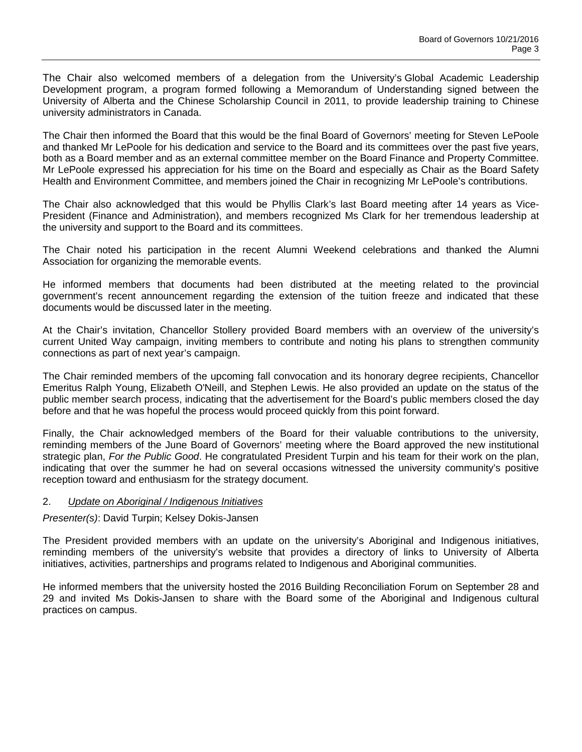The Chair also welcomed members of a delegation from the University's Global Academic Leadership Development program, a program formed following a Memorandum of Understanding signed between the University of Alberta and the Chinese Scholarship Council in 2011, to provide leadership training to Chinese university administrators in Canada.

The Chair then informed the Board that this would be the final Board of Governors' meeting for Steven LePoole and thanked Mr LePoole for his dedication and service to the Board and its committees over the past five years, both as a Board member and as an external committee member on the Board Finance and Property Committee. Mr LePoole expressed his appreciation for his time on the Board and especially as Chair as the Board Safety Health and Environment Committee, and members joined the Chair in recognizing Mr LePoole's contributions.

The Chair also acknowledged that this would be Phyllis Clark's last Board meeting after 14 years as Vice-President (Finance and Administration), and members recognized Ms Clark for her tremendous leadership at the university and support to the Board and its committees.

The Chair noted his participation in the recent Alumni Weekend celebrations and thanked the Alumni Association for organizing the memorable events.

He informed members that documents had been distributed at the meeting related to the provincial government's recent announcement regarding the extension of the tuition freeze and indicated that these documents would be discussed later in the meeting.

At the Chair's invitation, Chancellor Stollery provided Board members with an overview of the university's current United Way campaign, inviting members to contribute and noting his plans to strengthen community connections as part of next year's campaign.

The Chair reminded members of the upcoming fall convocation and its honorary degree recipients, Chancellor Emeritus Ralph Young, Elizabeth O'Neill, and Stephen Lewis. He also provided an update on the status of the public member search process, indicating that the advertisement for the Board's public members closed the day before and that he was hopeful the process would proceed quickly from this point forward.

Finally, the Chair acknowledged members of the Board for their valuable contributions to the university, reminding members of the June Board of Governors' meeting where the Board approved the new institutional strategic plan, *For the Public Good*. He congratulated President Turpin and his team for their work on the plan, indicating that over the summer he had on several occasions witnessed the university community's positive reception toward and enthusiasm for the strategy document.

2. *Update on Aboriginal / Indigenous Initiatives*

*Presenter(s)*: David Turpin; Kelsey Dokis-Jansen

The President provided members with an update on the university's Aboriginal and Indigenous initiatives, reminding members of the university's website that provides a directory of links to University of Alberta initiatives, activities, partnerships and programs related to Indigenous and Aboriginal communities.

He informed members that the university hosted the 2016 Building Reconciliation Forum on September 28 and 29 and invited Ms Dokis-Jansen to share with the Board some of the Aboriginal and Indigenous cultural practices on campus.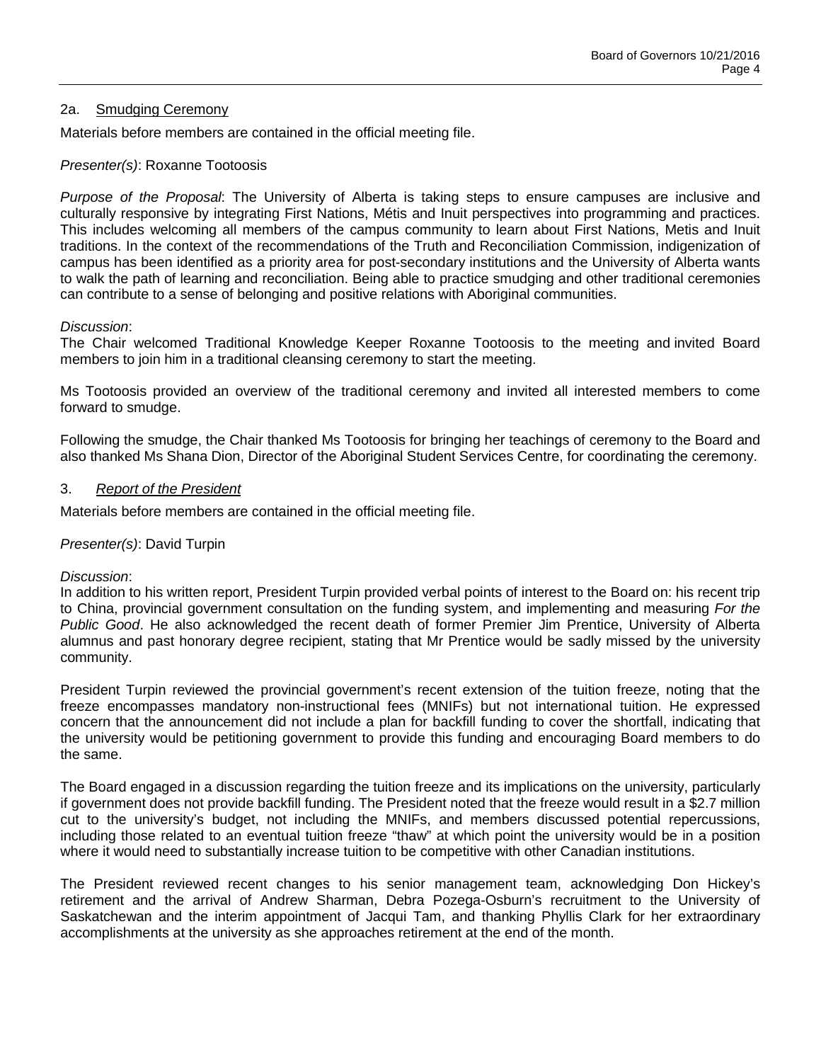## 2a. Smudging Ceremony

Materials before members are contained in the official meeting file.

*Presenter(s)*: Roxanne Tootoosis

*Purpose of the Proposal*: The University of Alberta is taking steps to ensure campuses are inclusive and culturally responsive by integrating First Nations, Métis and Inuit perspectives into programming and practices. This includes welcoming all members of the campus community to learn about First Nations, Metis and Inuit traditions. In the context of the recommendations of the Truth and Reconciliation Commission, indigenization of campus has been identified as a priority area for post-secondary institutions and the University of Alberta wants to walk the path of learning and reconciliation. Being able to practice smudging and other traditional ceremonies can contribute to a sense of belonging and positive relations with Aboriginal communities.

*Discussion*:
The Chair welcomed Traditional Knowledge Keeper Roxanne Tootoosis to the meeting and invited Board members to join him in a traditional cleansing ceremony to start the meeting.

Ms Tootoosis provided an overview of the traditional ceremony and invited all interested members to come forward to smudge.

Following the smudge, the Chair thanked Ms Tootoosis for bringing her teachings of ceremony to the Board and also thanked Ms Shana Dion, Director of the Aboriginal Student Services Centre, for coordinating the ceremony.

## 3. *Report of the President*

Materials before members are contained in the official meeting file.

*Presenter(s)*: David Turpin

*Discussion*:
In addition to his written report, President Turpin provided verbal points of interest to the Board on: his recent trip to China, provincial government consultation on the funding system, and implementing and measuring *For the Public Good*. He also acknowledged the recent death of former Premier Jim Prentice, University of Alberta alumnus and past honorary degree recipient, stating that Mr Prentice would be sadly missed by the university community.

President Turpin reviewed the provincial government's recent extension of the tuition freeze, noting that the freeze encompasses mandatory non-instructional fees (MNIFs) but not international tuition. He expressed concern that the announcement did not include a plan for backfill funding to cover the shortfall, indicating that the university would be petitioning government to provide this funding and encouraging Board members to do the same.

The Board engaged in a discussion regarding the tuition freeze and its implications on the university, particularly if government does not provide backfill funding. The President noted that the freeze would result in a $2.7 million cut to the university's budget, not including the MNIFs, and members discussed potential repercussions, including those related to an eventual tuition freeze "thaw" at which point the university would be in a position where it would need to substantially increase tuition to be competitive with other Canadian institutions.

The President reviewed recent changes to his senior management team, acknowledging Don Hickey's retirement and the arrival of Andrew Sharman, Debra Pozega-Osburn's recruitment to the University of Saskatchewan and the interim appointment of Jacqui Tam, and thanking Phyllis Clark for her extraordinary accomplishments at the university as she approaches retirement at the end of the month.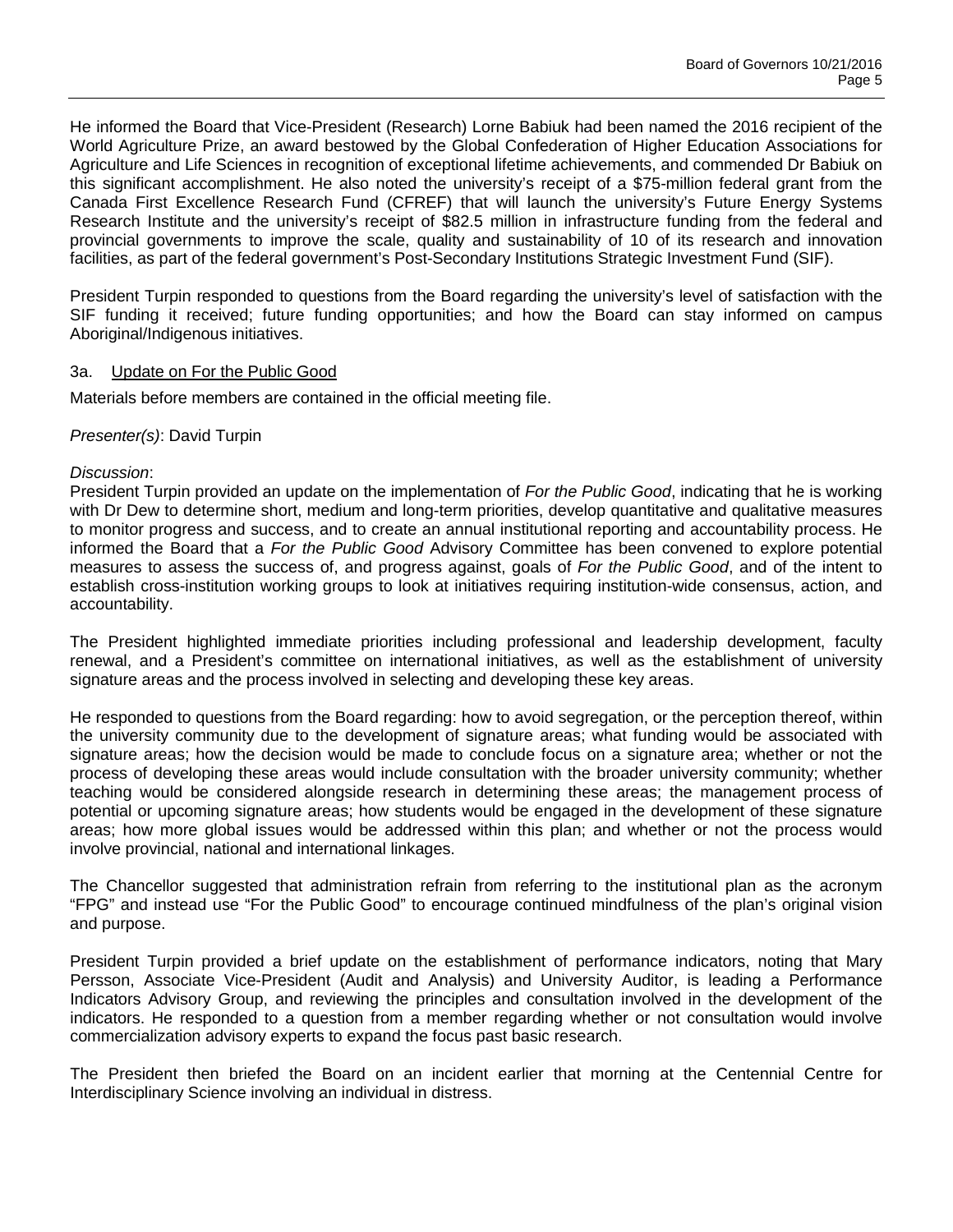He informed the Board that Vice-President (Research) Lorne Babiuk had been named the 2016 recipient of the World Agriculture Prize, an award bestowed by the Global Confederation of Higher Education Associations for Agriculture and Life Sciences in recognition of exceptional lifetime achievements, and commended Dr Babiuk on this significant accomplishment. He also noted the university's receipt of a $75-million federal grant from the Canada First Excellence Research Fund (CFREF) that will launch the university's Future Energy Systems Research Institute and the university's receipt of $82.5 million in infrastructure funding from the federal and provincial governments to improve the scale, quality and sustainability of 10 of its research and innovation facilities, as part of the federal government's Post-Secondary Institutions Strategic Investment Fund (SIF).

President Turpin responded to questions from the Board regarding the university's level of satisfaction with the SIF funding it received; future funding opportunities; and how the Board can stay informed on campus Aboriginal/Indigenous initiatives.

### 3a. Update on For the Public Good

Materials before members are contained in the official meeting file.

*Presenter(s)*: David Turpin

*Discussion*:
President Turpin provided an update on the implementation of *For the Public Good*, indicating that he is working with Dr Dew to determine short, medium and long-term priorities, develop quantitative and qualitative measures to monitor progress and success, and to create an annual institutional reporting and accountability process. He informed the Board that a *For the Public Good* Advisory Committee has been convened to explore potential measures to assess the success of, and progress against, goals of *For the Public Good*, and of the intent to establish cross-institution working groups to look at initiatives requiring institution-wide consensus, action, and accountability.

The President highlighted immediate priorities including professional and leadership development, faculty renewal, and a President's committee on international initiatives, as well as the establishment of university signature areas and the process involved in selecting and developing these key areas.

He responded to questions from the Board regarding: how to avoid segregation, or the perception thereof, within the university community due to the development of signature areas; what funding would be associated with signature areas; how the decision would be made to conclude focus on a signature area; whether or not the process of developing these areas would include consultation with the broader university community; whether teaching would be considered alongside research in determining these areas; the management process of potential or upcoming signature areas; how students would be engaged in the development of these signature areas; how more global issues would be addressed within this plan; and whether or not the process would involve provincial, national and international linkages.

The Chancellor suggested that administration refrain from referring to the institutional plan as the acronym "FPG" and instead use "For the Public Good" to encourage continued mindfulness of the plan's original vision and purpose.

President Turpin provided a brief update on the establishment of performance indicators, noting that Mary Persson, Associate Vice-President (Audit and Analysis) and University Auditor, is leading a Performance Indicators Advisory Group, and reviewing the principles and consultation involved in the development of the indicators. He responded to a question from a member regarding whether or not consultation would involve commercialization advisory experts to expand the focus past basic research.

The President then briefed the Board on an incident earlier that morning at the Centennial Centre for Interdisciplinary Science involving an individual in distress.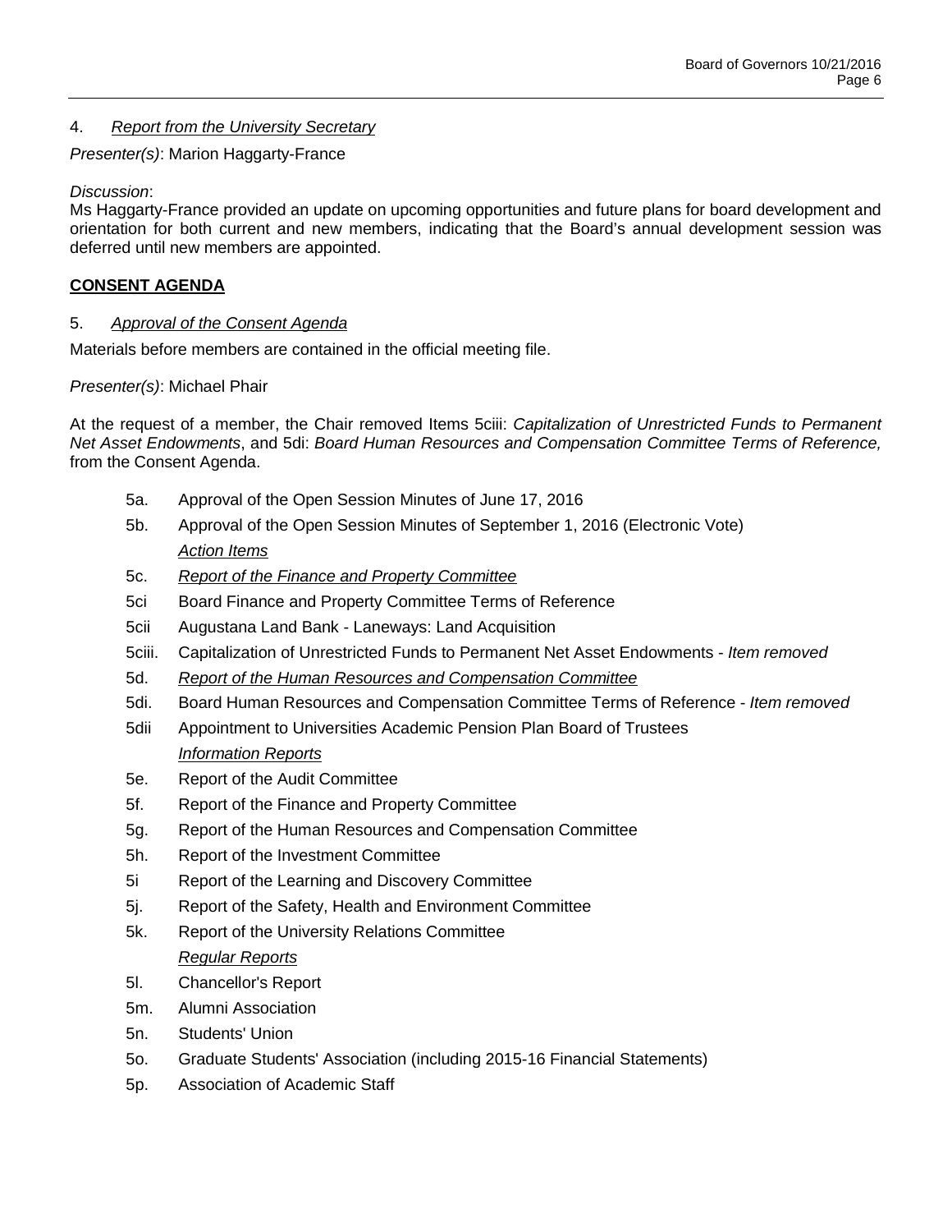4. *Report from the University Secretary*

*Presenter(s)*: Marion Haggarty-France

*Discussion*:
Ms Haggarty-France provided an update on upcoming opportunities and future plans for board development and orientation for both current and new members, indicating that the Board's annual development session was deferred until new members are appointed.

**CONSENT AGENDA**

5. *Approval of the Consent Agenda*

Materials before members are contained in the official meeting file.

*Presenter(s)*: Michael Phair

At the request of a member, the Chair removed Items 5ciii: *Capitalization of Unrestricted Funds to Permanent Net Asset Endowments*, and 5di: *Board Human Resources and Compensation Committee Terms of Reference,* from the Consent Agenda.

- 5a. Approval of the Open Session Minutes of June 17, 2016
- 5b. Approval of the Open Session Minutes of September 1, 2016 (Electronic Vote)

*Action Items*

- 5c. *Report of the Finance and Property Committee*
- 5ci Board Finance and Property Committee Terms of Reference
- 5cii Augustana Land Bank - Laneways: Land Acquisition
- 5ciii. Capitalization of Unrestricted Funds to Permanent Net Asset Endowments - *Item removed*
- 5d. *Report of the Human Resources and Compensation Committee*
- 5di. Board Human Resources and Compensation Committee Terms of Reference - *Item removed*
- 5dii Appointment to Universities Academic Pension Plan Board of Trustees

*Information Reports*

- 5e. Report of the Audit Committee
- 5f. Report of the Finance and Property Committee
- 5g. Report of the Human Resources and Compensation Committee
- 5h. Report of the Investment Committee
- 5i Report of the Learning and Discovery Committee
- 5j. Report of the Safety, Health and Environment Committee
- 5k. Report of the University Relations Committee

*Regular Reports*

- 5l. Chancellor's Report
- 5m. Alumni Association
- 5n. Students' Union
- 5o. Graduate Students' Association (including 2015-16 Financial Statements)
- 5p. Association of Academic Staff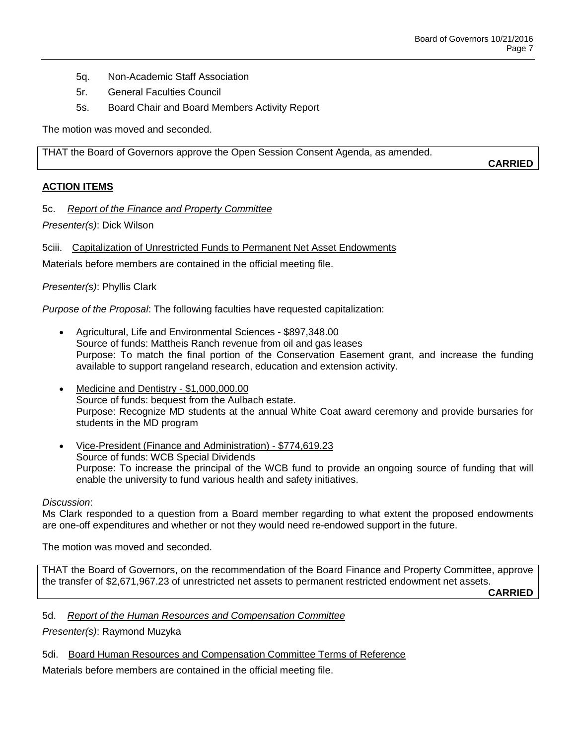5q. Non-Academic Staff Association

5r. General Faculties Council

5s. Board Chair and Board Members Activity Report

The motion was moved and seconded.

THAT the Board of Governors approve the Open Session Consent Agenda, as amended.

**CARRIED**

## ACTION ITEMS

5c. *Report of the Finance and Property Committee*

*Presenter(s)*: Dick Wilson

5ciii. Capitalization of Unrestricted Funds to Permanent Net Asset Endowments

Materials before members are contained in the official meeting file.

*Presenter(s)*: Phyllis Clark

*Purpose of the Proposal*: The following faculties have requested capitalization:

- Agricultural, Life and Environmental Sciences - $897,348.00
  Source of funds: Mattheis Ranch revenue from oil and gas leases
  Purpose: To match the final portion of the Conservation Easement grant, and increase the funding available to support rangeland research, education and extension activity.

- Medicine and Dentistry - $1,000,000.00
  Source of funds: bequest from the Aulbach estate.
  Purpose: Recognize MD students at the annual White Coat award ceremony and provide bursaries for students in the MD program

- Vice-President (Finance and Administration) - $774,619.23
  Source of funds: WCB Special Dividends
  Purpose: To increase the principal of the WCB fund to provide an ongoing source of funding that will enable the university to fund various health and safety initiatives.

*Discussion*:
Ms Clark responded to a question from a Board member regarding to what extent the proposed endowments are one-off expenditures and whether or not they would need re-endowed support in the future.

The motion was moved and seconded.

THAT the Board of Governors, on the recommendation of the Board Finance and Property Committee, approve the transfer of $2,671,967.23 of unrestricted net assets to permanent restricted endowment net assets.

**CARRIED**

5d. *Report of the Human Resources and Compensation Committee*

*Presenter(s)*: Raymond Muzyka

5di. Board Human Resources and Compensation Committee Terms of Reference

Materials before members are contained in the official meeting file.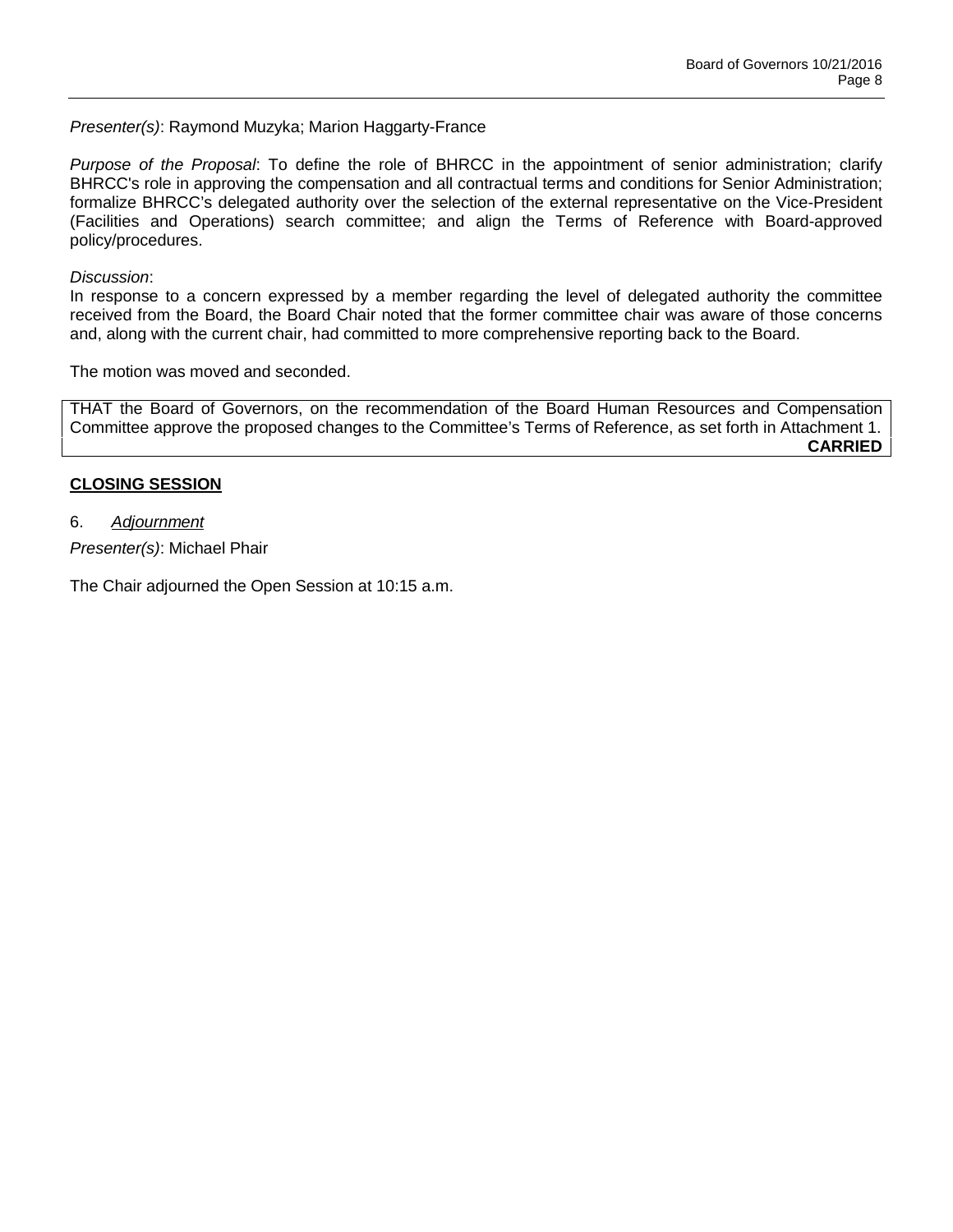*Presenter(s)*: Raymond Muzyka; Marion Haggarty-France

*Purpose of the Proposal*: To define the role of BHRCC in the appointment of senior administration; clarify BHRCC's role in approving the compensation and all contractual terms and conditions for Senior Administration; formalize BHRCC's delegated authority over the selection of the external representative on the Vice-President (Facilities and Operations) search committee; and align the Terms of Reference with Board-approved policy/procedures.

*Discussion*:
In response to a concern expressed by a member regarding the level of delegated authority the committee received from the Board, the Board Chair noted that the former committee chair was aware of those concerns and, along with the current chair, had committed to more comprehensive reporting back to the Board.

The motion was moved and seconded.

THAT the Board of Governors, on the recommendation of the Board Human Resources and Compensation Committee approve the proposed changes to the Committee's Terms of Reference, as set forth in Attachment 1.

**CARRIED**

## CLOSING SESSION

6. *Adjournment*

*Presenter(s)*: Michael Phair

The Chair adjourned the Open Session at 10:15 a.m.